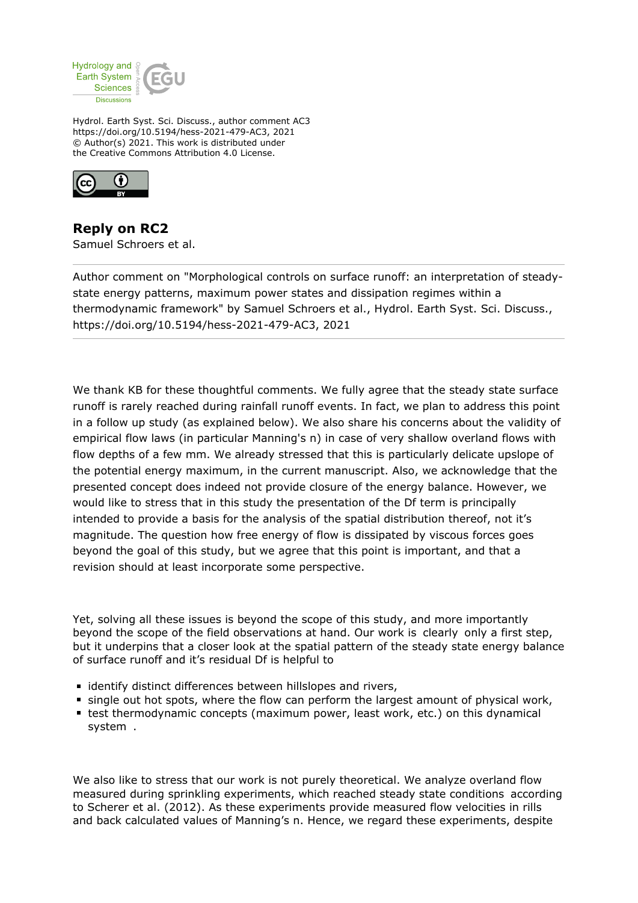Hydrol. Earth Syst. Sci. Discuss., author comment AC3
https://doi.org/10.5194/hess-2021-479-AC3, 2021
© Author(s) 2021. This work is distributed under
the Creative Commons Attribution 4.0 License.

# Reply on RC2

Samuel Schroers et al.

---

Author comment on "Morphological controls on surface runoff: an interpretation of steady-state energy patterns, maximum power states and dissipation regimes within a thermodynamic framework" by Samuel Schroers et al., Hydrol. Earth Syst. Sci. Discuss., https://doi.org/10.5194/hess-2021-479-AC3, 2021

---

We thank KB for these thoughtful comments. We fully agree that the steady state surface runoff is rarely reached during rainfall runoff events. In fact, we plan to address this point in a follow up study (as explained below). We also share his concerns about the validity of empirical flow laws (in particular Manning's n) in case of very shallow overland flows with flow depths of a few mm. We already stressed that this is particularly delicate upslope of the potential energy maximum, in the current manuscript. Also, we acknowledge that the presented concept does indeed not provide closure of the energy balance. However, we would like to stress that in this study the presentation of the Df term is principally intended to provide a basis for the analysis of the spatial distribution thereof, not it's magnitude. The question how free energy of flow is dissipated by viscous forces goes beyond the goal of this study, but we agree that this point is important, and that a revision should at least incorporate some perspective.

Yet, solving all these issues is beyond the scope of this study, and more importantly beyond the scope of the field observations at hand. Our work is clearly only a first step, but it underpins that a closer look at the spatial pattern of the steady state energy balance of surface runoff and it's residual Df is helpful to

- identify distinct differences between hillslopes and rivers,
- single out hot spots, where the flow can perform the largest amount of physical work,
- test thermodynamic concepts (maximum power, least work, etc.) on this dynamical system .

We also like to stress that our work is not purely theoretical. We analyze overland flow measured during sprinkling experiments, which reached steady state conditions according to Scherer et al. (2012). As these experiments provide measured flow velocities in rills and back calculated values of Manning's n. Hence, we regard these experiments, despite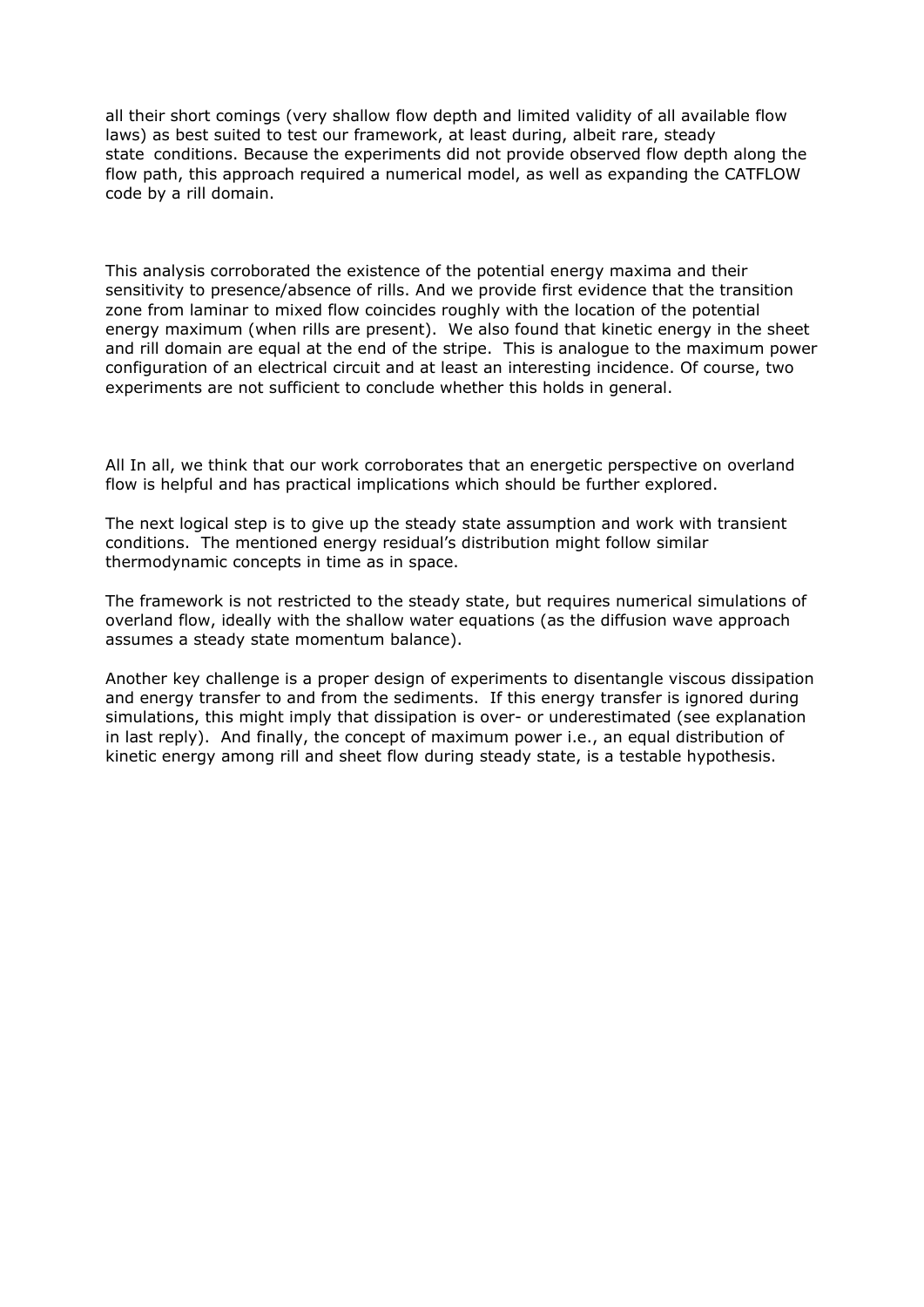all their short comings (very shallow flow depth and limited validity of all available flow laws) as best suited to test our framework, at least during, albeit rare, steady state conditions. Because the experiments did not provide observed flow depth along the flow path, this approach required a numerical model, as well as expanding the CATFLOW code by a rill domain.

This analysis corroborated the existence of the potential energy maxima and their sensitivity to presence/absence of rills. And we provide first evidence that the transition zone from laminar to mixed flow coincides roughly with the location of the potential energy maximum (when rills are present). We also found that kinetic energy in the sheet and rill domain are equal at the end of the stripe. This is analogue to the maximum power configuration of an electrical circuit and at least an interesting incidence. Of course, two experiments are not sufficient to conclude whether this holds in general.

All In all, we think that our work corroborates that an energetic perspective on overland flow is helpful and has practical implications which should be further explored.

The next logical step is to give up the steady state assumption and work with transient conditions. The mentioned energy residual's distribution might follow similar thermodynamic concepts in time as in space.

The framework is not restricted to the steady state, but requires numerical simulations of overland flow, ideally with the shallow water equations (as the diffusion wave approach assumes a steady state momentum balance).

Another key challenge is a proper design of experiments to disentangle viscous dissipation and energy transfer to and from the sediments. If this energy transfer is ignored during simulations, this might imply that dissipation is over- or underestimated (see explanation in last reply). And finally, the concept of maximum power i.e., an equal distribution of kinetic energy among rill and sheet flow during steady state, is a testable hypothesis.